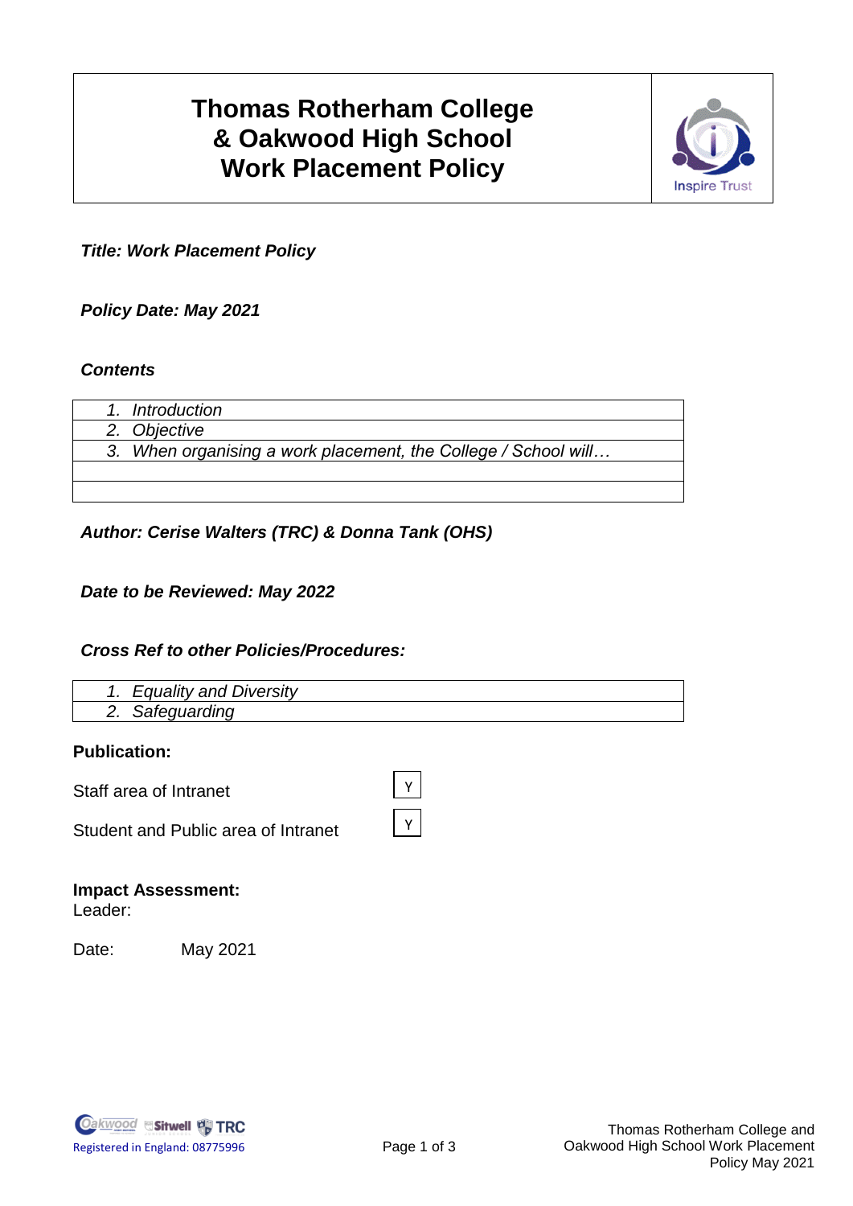# Thomas Rotherham College & Oakwood High School Work Placement Policy

***Title: Work Placement Policy***

***Policy Date: May 2021***

***Contents***

| |
|---|
| *1. Introduction* |
| *2. Objective* |
| *3. When organising a work placement, the College / School will…* |
| |
| |

***Author: Cerise Walters (TRC) & Donna Tank (OHS)***

***Date to be Reviewed: May 2022***

***Cross Ref to other Policies/Procedures:***

| |
|---|
| *1. Equality and Diversity* |
| *2. Safeguarding* |

**Publication:**

| | |
|---|---|
| Staff area of Intranet | Y |
| Student and Public area of Intranet | Y |

**Impact Assessment:**
Leader:

Date: May 2021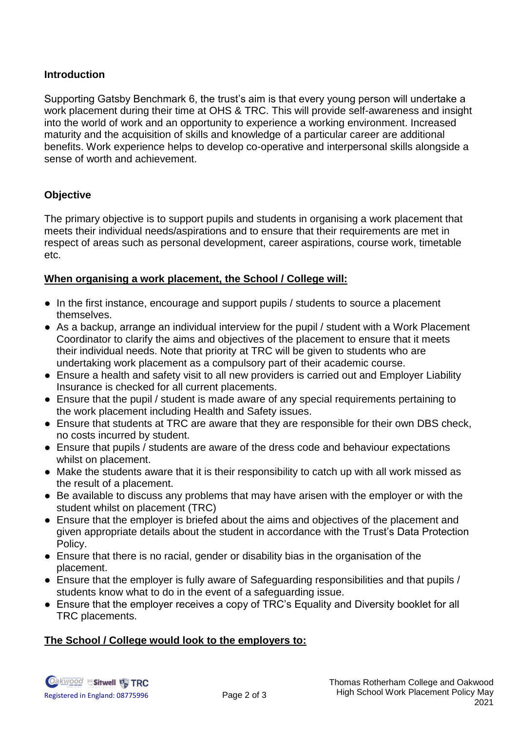**Introduction**

Supporting Gatsby Benchmark 6, the trust's aim is that every young person will undertake a work placement during their time at OHS & TRC. This will provide self-awareness and insight into the world of work and an opportunity to experience a working environment. Increased maturity and the acquisition of skills and knowledge of a particular career are additional benefits. Work experience helps to develop co-operative and interpersonal skills alongside a sense of worth and achievement.

**Objective**

The primary objective is to support pupils and students in organising a work placement that meets their individual needs/aspirations and to ensure that their requirements are met in respect of areas such as personal development, career aspirations, course work, timetable etc.

**When organising a work placement, the School / College will:**

- In the first instance, encourage and support pupils / students to source a placement themselves.
- As a backup, arrange an individual interview for the pupil / student with a Work Placement Coordinator to clarify the aims and objectives of the placement to ensure that it meets their individual needs. Note that priority at TRC will be given to students who are undertaking work placement as a compulsory part of their academic course.
- Ensure a health and safety visit to all new providers is carried out and Employer Liability Insurance is checked for all current placements.
- Ensure that the pupil / student is made aware of any special requirements pertaining to the work placement including Health and Safety issues.
- Ensure that students at TRC are aware that they are responsible for their own DBS check, no costs incurred by student.
- Ensure that pupils / students are aware of the dress code and behaviour expectations whilst on placement.
- Make the students aware that it is their responsibility to catch up with all work missed as the result of a placement.
- Be available to discuss any problems that may have arisen with the employer or with the student whilst on placement (TRC)
- Ensure that the employer is briefed about the aims and objectives of the placement and given appropriate details about the student in accordance with the Trust's Data Protection Policy.
- Ensure that there is no racial, gender or disability bias in the organisation of the placement.
- Ensure that the employer is fully aware of Safeguarding responsibilities and that pupils / students know what to do in the event of a safeguarding issue.
- Ensure that the employer receives a copy of TRC's Equality and Diversity booklet for all TRC placements.

**The School / College would look to the employers to:**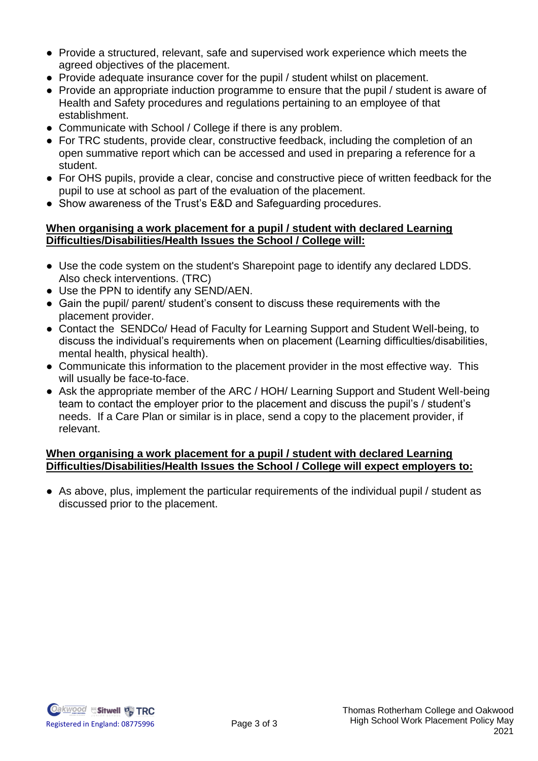- Provide a structured, relevant, safe and supervised work experience which meets the agreed objectives of the placement.
- Provide adequate insurance cover for the pupil / student whilst on placement.
- Provide an appropriate induction programme to ensure that the pupil / student is aware of Health and Safety procedures and regulations pertaining to an employee of that establishment.
- Communicate with School / College if there is any problem.
- For TRC students, provide clear, constructive feedback, including the completion of an open summative report which can be accessed and used in preparing a reference for a student.
- For OHS pupils, provide a clear, concise and constructive piece of written feedback for the pupil to use at school as part of the evaluation of the placement.
- Show awareness of the Trust's E&D and Safeguarding procedures.

**When organising a work placement for a pupil / student with declared Learning Difficulties/Disabilities/Health Issues the School / College will:**

- Use the code system on the student's Sharepoint page to identify any declared LDDS. Also check interventions. (TRC)
- Use the PPN to identify any SEND/AEN.
- Gain the pupil/ parent/ student's consent to discuss these requirements with the placement provider.
- Contact the SENDCo/ Head of Faculty for Learning Support and Student Well-being, to discuss the individual's requirements when on placement (Learning difficulties/disabilities, mental health, physical health).
- Communicate this information to the placement provider in the most effective way. This will usually be face-to-face.
- Ask the appropriate member of the ARC / HOH/ Learning Support and Student Well-being team to contact the employer prior to the placement and discuss the pupil's / student's needs. If a Care Plan or similar is in place, send a copy to the placement provider, if relevant.

**When organising a work placement for a pupil / student with declared Learning Difficulties/Disabilities/Health Issues the School / College will expect employers to:**

- As above, plus, implement the particular requirements of the individual pupil / student as discussed prior to the placement.